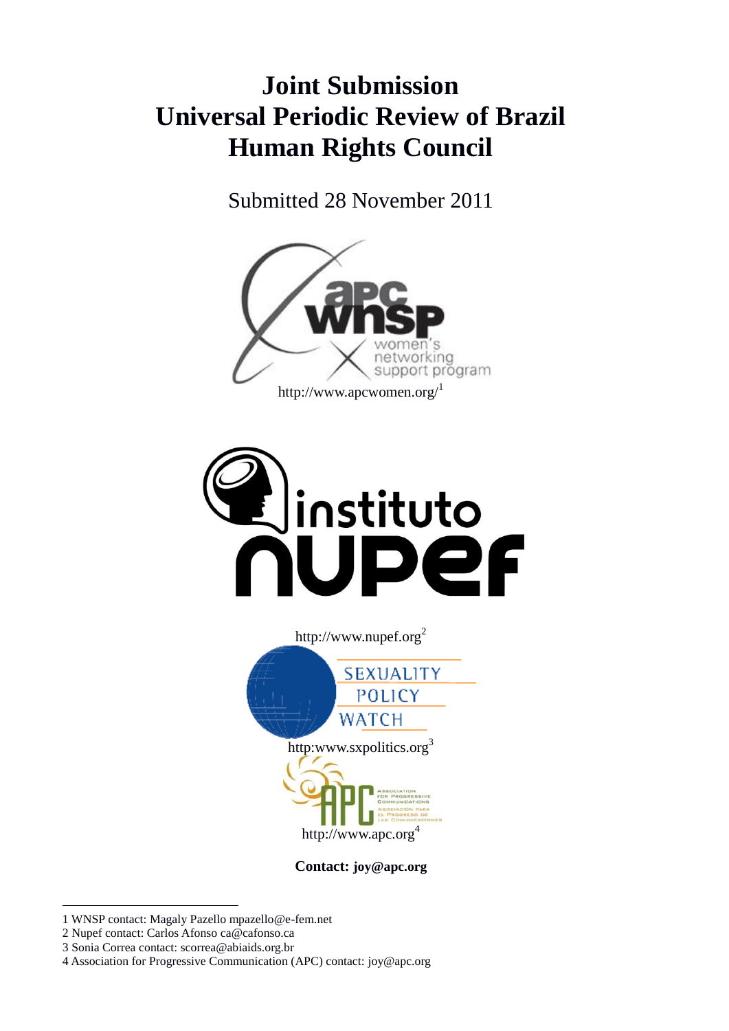# Joint Submission
# Universal Periodic Review of Brazil
# Human Rights Council

Submitted 28 November 2011

http://www.apcwomen.org/[1]

http://www.nupef.org[2]

http:www.sxpolitics.org[3]

http://www.apc.org[4]

**Contact: joy@apc.org**

1 WNSP contact: Magaly Pazello mpazello@e-fem.net
2 Nupef contact: Carlos Afonso ca@cafonso.ca
3 Sonia Correa contact: scorrea@abiaids.org.br
4 Association for Progressive Communication (APC) contact: joy@apc.org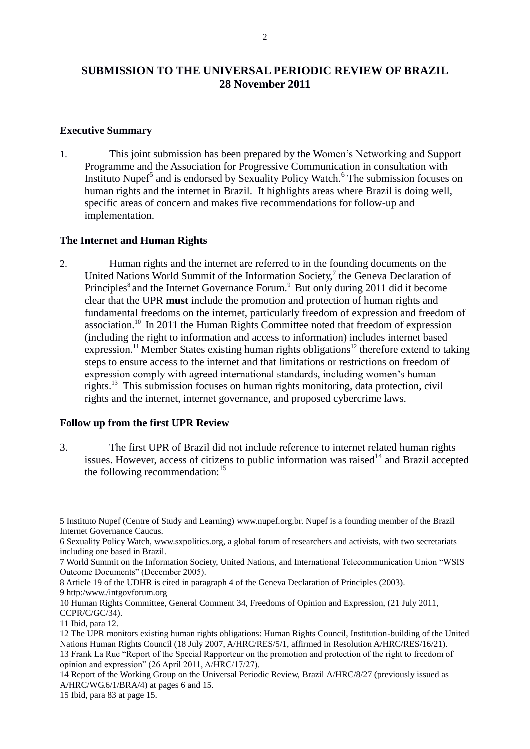# SUBMISSION TO THE UNIVERSAL PERIODIC REVIEW OF BRAZIL
# 28 November 2011

## Executive Summary

1. This joint submission has been prepared by the Women's Networking and Support Programme and the Association for Progressive Communication in consultation with Instituto Nupef[5] and is endorsed by Sexuality Policy Watch.[6] The submission focuses on human rights and the internet in Brazil. It highlights areas where Brazil is doing well, specific areas of concern and makes five recommendations for follow-up and implementation.

## The Internet and Human Rights

2. Human rights and the internet are referred to in the founding documents on the United Nations World Summit of the Information Society,[7] the Geneva Declaration of Principles[8] and the Internet Governance Forum.[9] But only during 2011 did it become clear that the UPR **must** include the promotion and protection of human rights and fundamental freedoms on the internet, particularly freedom of expression and freedom of association.[10] In 2011 the Human Rights Committee noted that freedom of expression (including the right to information and access to information) includes internet based expression.[11] Member States existing human rights obligations[12] therefore extend to taking steps to ensure access to the internet and that limitations or restrictions on freedom of expression comply with agreed international standards, including women's human rights.[13] This submission focuses on human rights monitoring, data protection, civil rights and the internet, internet governance, and proposed cybercrime laws.

## Follow up from the first UPR Review

3. The first UPR of Brazil did not include reference to internet related human rights issues. However, access of citizens to public information was raised[14] and Brazil accepted the following recommendation:[15]

---

5 Instituto Nupef (Centre of Study and Learning) www.nupef.org.br. Nupef is a founding member of the Brazil Internet Governance Caucus.

6 Sexuality Policy Watch, www.sxpolitics.org, a global forum of researchers and activists, with two secretariats including one based in Brazil.

7 World Summit on the Information Society, United Nations, and International Telecommunication Union "WSIS Outcome Documents" (December 2005).

8 Article 19 of the UDHR is cited in paragraph 4 of the Geneva Declaration of Principles (2003).

9 http:/www./intgovforum.org

10 Human Rights Committee, General Comment 34, Freedoms of Opinion and Expression, (21 July 2011, CCPR/C/GC/34).

11 Ibid, para 12.

12 The UPR monitors existing human rights obligations: Human Rights Council, Institution-building of the United Nations Human Rights Council (18 July 2007, A/HRC/RES/5/1, affirmed in Resolution A/HRC/RES/16/21).

13 Frank La Rue "Report of the Special Rapporteur on the promotion and protection of the right to freedom of opinion and expression" (26 April 2011, A/HRC/17/27).

14 Report of the Working Group on the Universal Periodic Review, Brazil A/HRC/8/27 (previously issued as A/HRC/WG.6/1/BRA/4) at pages 6 and 15.

15 Ibid, para 83 at page 15.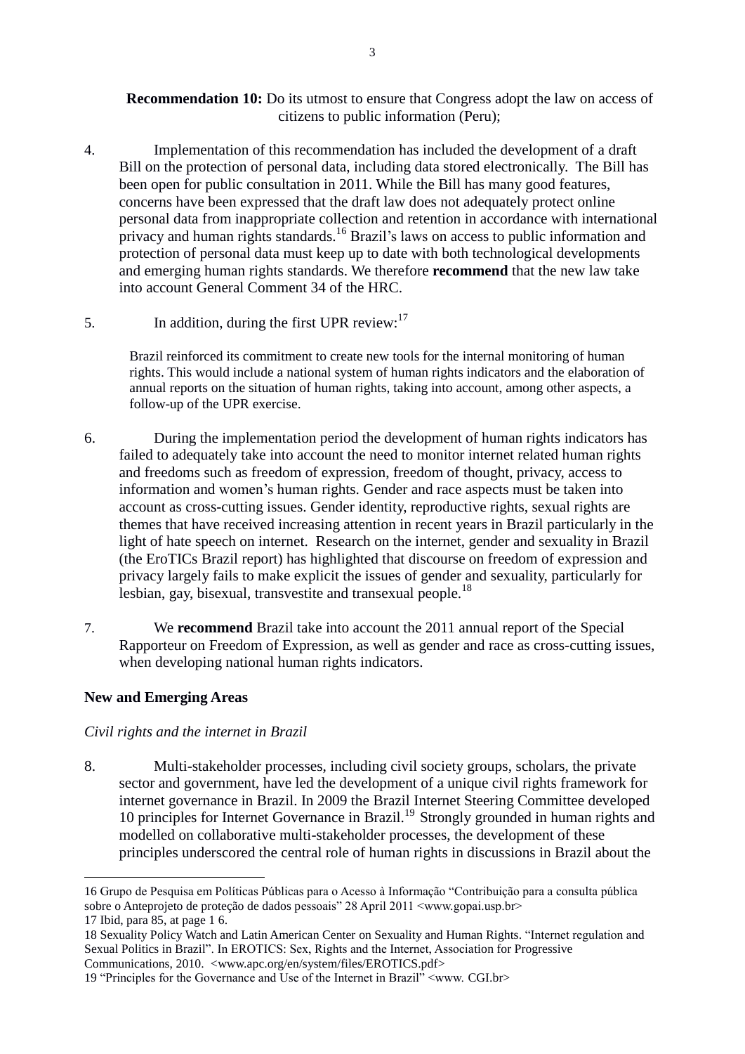**Recommendation 10:** Do its utmost to ensure that Congress adopt the law on access of citizens to public information (Peru);

4. Implementation of this recommendation has included the development of a draft Bill on the protection of personal data, including data stored electronically. The Bill has been open for public consultation in 2011. While the Bill has many good features, concerns have been expressed that the draft law does not adequately protect online personal data from inappropriate collection and retention in accordance with international privacy and human rights standards.[16] Brazil's laws on access to public information and protection of personal data must keep up to date with both technological developments and emerging human rights standards. We therefore **recommend** that the new law take into account General Comment 34 of the HRC.

5. In addition, during the first UPR review:[17]

> Brazil reinforced its commitment to create new tools for the internal monitoring of human rights. This would include a national system of human rights indicators and the elaboration of annual reports on the situation of human rights, taking into account, among other aspects, a follow-up of the UPR exercise.

6. During the implementation period the development of human rights indicators has failed to adequately take into account the need to monitor internet related human rights and freedoms such as freedom of expression, freedom of thought, privacy, access to information and women's human rights. Gender and race aspects must be taken into account as cross-cutting issues. Gender identity, reproductive rights, sexual rights are themes that have received increasing attention in recent years in Brazil particularly in the light of hate speech on internet. Research on the internet, gender and sexuality in Brazil (the EroTICs Brazil report) has highlighted that discourse on freedom of expression and privacy largely fails to make explicit the issues of gender and sexuality, particularly for lesbian, gay, bisexual, transvestite and transexual people.[18]

7. We **recommend** Brazil take into account the 2011 annual report of the Special Rapporteur on Freedom of Expression, as well as gender and race as cross-cutting issues, when developing national human rights indicators.

## New and Emerging Areas

*Civil rights and the internet in Brazil*

8. Multi-stakeholder processes, including civil society groups, scholars, the private sector and government, have led the development of a unique civil rights framework for internet governance in Brazil. In 2009 the Brazil Internet Steering Committee developed 10 principles for Internet Governance in Brazil.[19] Strongly grounded in human rights and modelled on collaborative multi-stakeholder processes, the development of these principles underscored the central role of human rights in discussions in Brazil about the

---

16 Grupo de Pesquisa em Políticas Públicas para o Acesso à Informação "Contribuição para a consulta pública sobre o Anteprojeto de proteção de dados pessoais" 28 April 2011 <www.gopai.usp.br>

17 Ibid, para 85, at page 1 6.

18 Sexuality Policy Watch and Latin American Center on Sexuality and Human Rights. "Internet regulation and Sexual Politics in Brazil". In EROTICS: Sex, Rights and the Internet, Association for Progressive Communications, 2010. <www.apc.org/en/system/files/EROTICS.pdf>

19 "Principles for the Governance and Use of the Internet in Brazil" <www. CGI.br>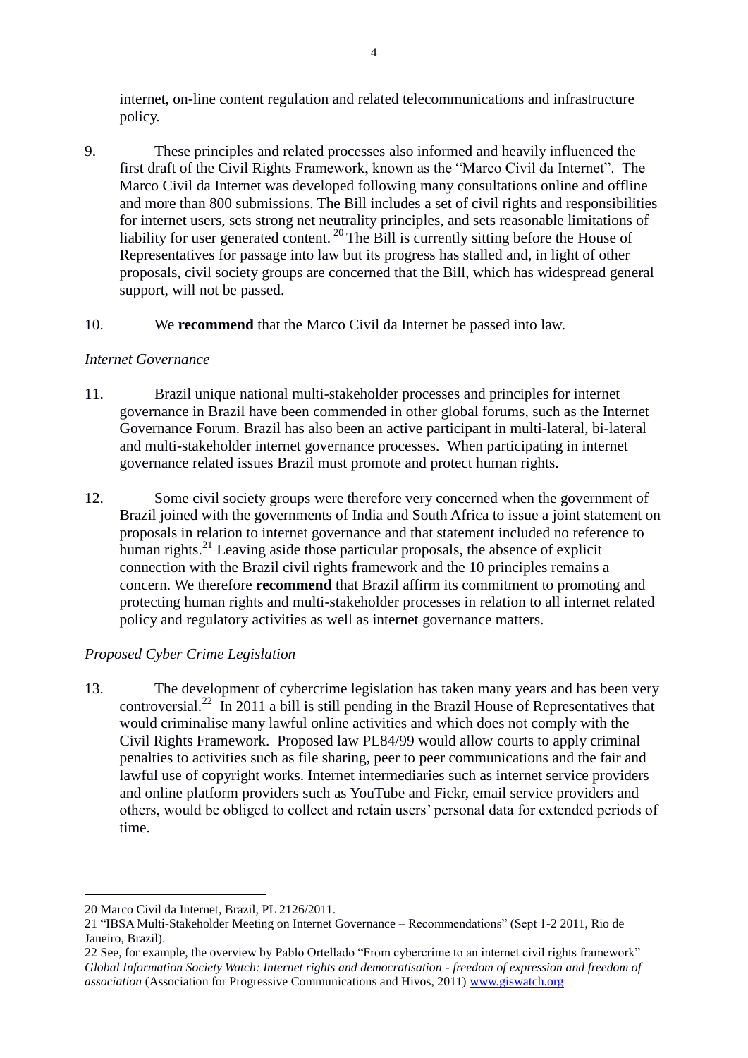internet, on-line content regulation and related telecommunications and infrastructure policy.

9. These principles and related processes also informed and heavily influenced the first draft of the Civil Rights Framework, known as the "Marco Civil da Internet". The Marco Civil da Internet was developed following many consultations online and offline and more than 800 submissions. The Bill includes a set of civil rights and responsibilities for internet users, sets strong net neutrality principles, and sets reasonable limitations of liability for user generated content. [20] The Bill is currently sitting before the House of Representatives for passage into law but its progress has stalled and, in light of other proposals, civil society groups are concerned that the Bill, which has widespread general support, will not be passed.

10. We **recommend** that the Marco Civil da Internet be passed into law.

*Internet Governance*

11. Brazil unique national multi-stakeholder processes and principles for internet governance in Brazil have been commended in other global forums, such as the Internet Governance Forum. Brazil has also been an active participant in multi-lateral, bi-lateral and multi-stakeholder internet governance processes. When participating in internet governance related issues Brazil must promote and protect human rights.

12. Some civil society groups were therefore very concerned when the government of Brazil joined with the governments of India and South Africa to issue a joint statement on proposals in relation to internet governance and that statement included no reference to human rights.[21] Leaving aside those particular proposals, the absence of explicit connection with the Brazil civil rights framework and the 10 principles remains a concern. We therefore **recommend** that Brazil affirm its commitment to promoting and protecting human rights and multi-stakeholder processes in relation to all internet related policy and regulatory activities as well as internet governance matters.

*Proposed Cyber Crime Legislation*

13. The development of cybercrime legislation has taken many years and has been very controversial.[22] In 2011 a bill is still pending in the Brazil House of Representatives that would criminalise many lawful online activities and which does not comply with the Civil Rights Framework. Proposed law PL84/99 would allow courts to apply criminal penalties to activities such as file sharing, peer to peer communications and the fair and lawful use of copyright works. Internet intermediaries such as internet service providers and online platform providers such as YouTube and Fickr, email service providers and others, would be obliged to collect and retain users' personal data for extended periods of time.

---

20 Marco Civil da Internet, Brazil, PL 2126/2011.

21 "IBSA Multi-Stakeholder Meeting on Internet Governance – Recommendations" (Sept 1-2 2011, Rio de Janeiro, Brazil).

22 See, for example, the overview by Pablo Ortellado "From cybercrime to an internet civil rights framework" *Global Information Society Watch: Internet rights and democratisation - freedom of expression and freedom of association* (Association for Progressive Communications and Hivos, 2011) www.giswatch.org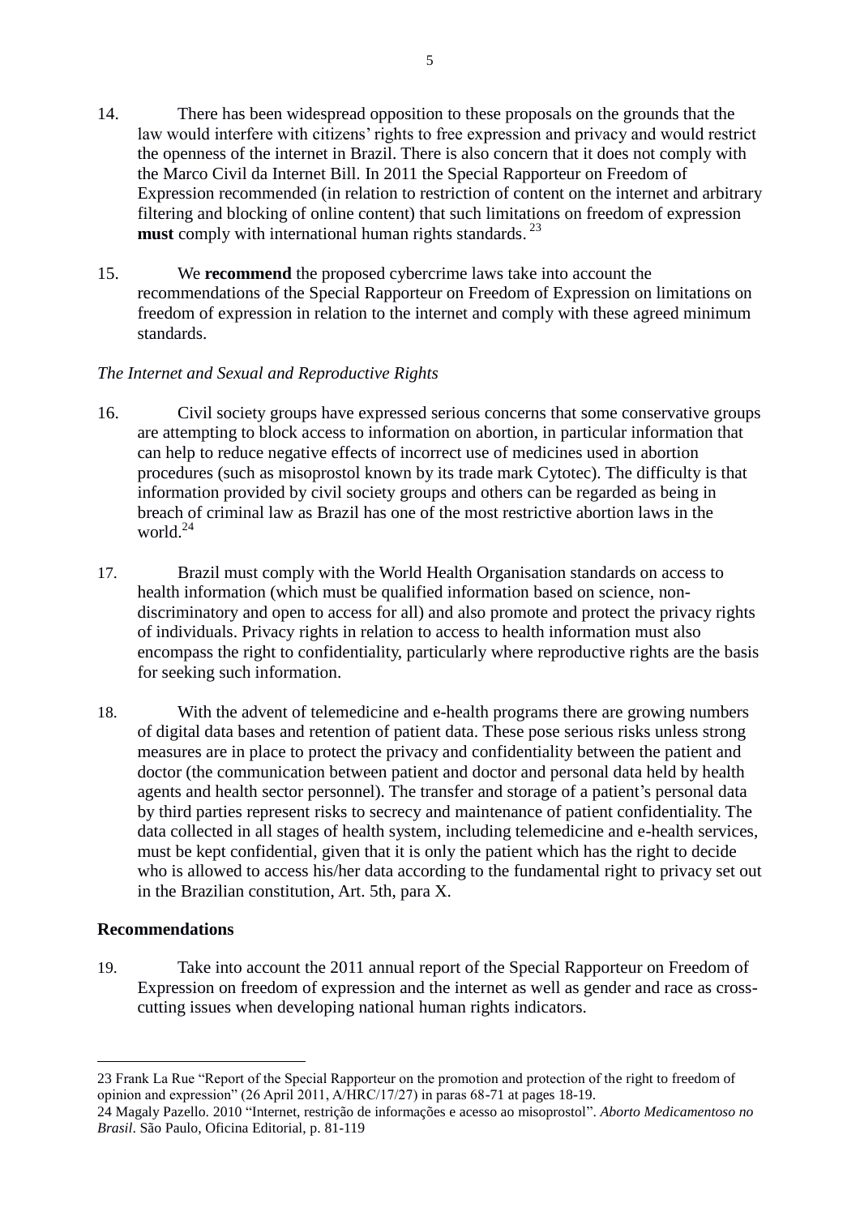14. There has been widespread opposition to these proposals on the grounds that the law would interfere with citizens' rights to free expression and privacy and would restrict the openness of the internet in Brazil. There is also concern that it does not comply with the Marco Civil da Internet Bill. In 2011 the Special Rapporteur on Freedom of Expression recommended (in relation to restriction of content on the internet and arbitrary filtering and blocking of online content) that such limitations on freedom of expression **must** comply with international human rights standards.[23]

15. We **recommend** the proposed cybercrime laws take into account the recommendations of the Special Rapporteur on Freedom of Expression on limitations on freedom of expression in relation to the internet and comply with these agreed minimum standards.

*The Internet and Sexual and Reproductive Rights*

16. Civil society groups have expressed serious concerns that some conservative groups are attempting to block access to information on abortion, in particular information that can help to reduce negative effects of incorrect use of medicines used in abortion procedures (such as misoprostol known by its trade mark Cytotec). The difficulty is that information provided by civil society groups and others can be regarded as being in breach of criminal law as Brazil has one of the most restrictive abortion laws in the world.[24]

17. Brazil must comply with the World Health Organisation standards on access to health information (which must be qualified information based on science, non-discriminatory and open to access for all) and also promote and protect the privacy rights of individuals. Privacy rights in relation to access to health information must also encompass the right to confidentiality, particularly where reproductive rights are the basis for seeking such information.

18. With the advent of telemedicine and e-health programs there are growing numbers of digital data bases and retention of patient data. These pose serious risks unless strong measures are in place to protect the privacy and confidentiality between the patient and doctor (the communication between patient and doctor and personal data held by health agents and health sector personnel). The transfer and storage of a patient's personal data by third parties represent risks to secrecy and maintenance of patient confidentiality. The data collected in all stages of health system, including telemedicine and e-health services, must be kept confidential, given that it is only the patient which has the right to decide who is allowed to access his/her data according to the fundamental right to privacy set out in the Brazilian constitution, Art. 5th, para X.

**Recommendations**

19. Take into account the 2011 annual report of the Special Rapporteur on Freedom of Expression on freedom of expression and the internet as well as gender and race as cross-cutting issues when developing national human rights indicators.

---

23 Frank La Rue "Report of the Special Rapporteur on the promotion and protection of the right to freedom of opinion and expression" (26 April 2011, A/HRC/17/27) in paras 68-71 at pages 18-19.

24 Magaly Pazello. 2010 "Internet, restrição de informações e acesso ao misoprostol". *Aborto Medicamentoso no Brasil*. São Paulo, Oficina Editorial, p. 81-119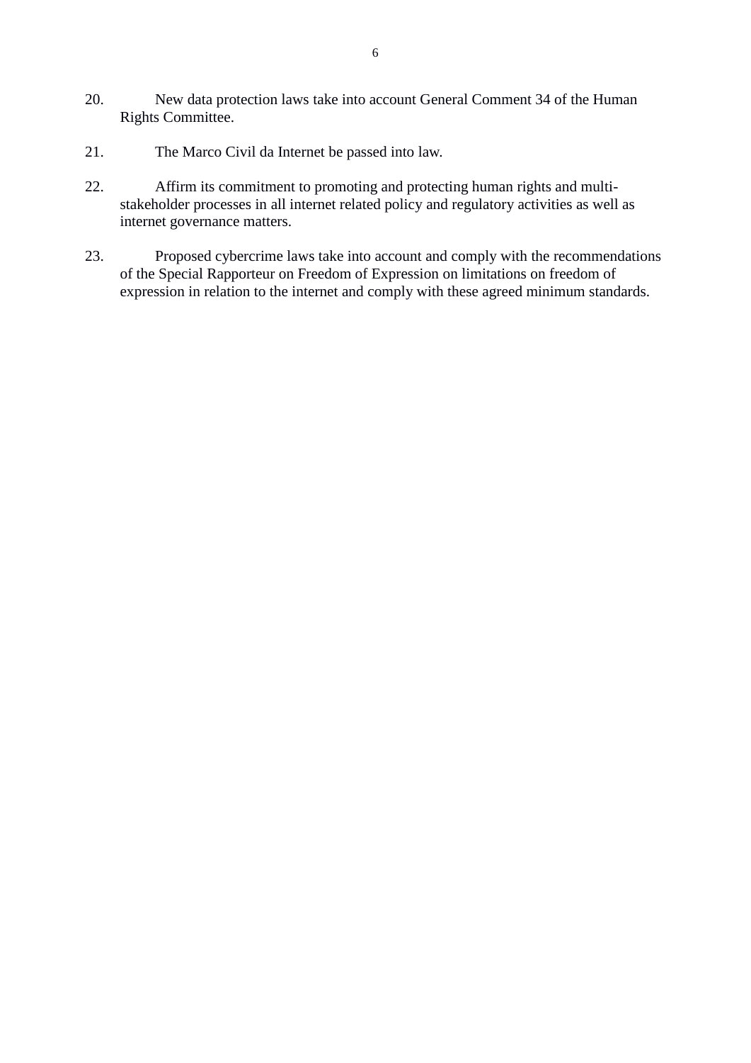20. New data protection laws take into account General Comment 34 of the Human Rights Committee.

21. The Marco Civil da Internet be passed into law.

22. Affirm its commitment to promoting and protecting human rights and multi-stakeholder processes in all internet related policy and regulatory activities as well as internet governance matters.

23. Proposed cybercrime laws take into account and comply with the recommendations of the Special Rapporteur on Freedom of Expression on limitations on freedom of expression in relation to the internet and comply with these agreed minimum standards.